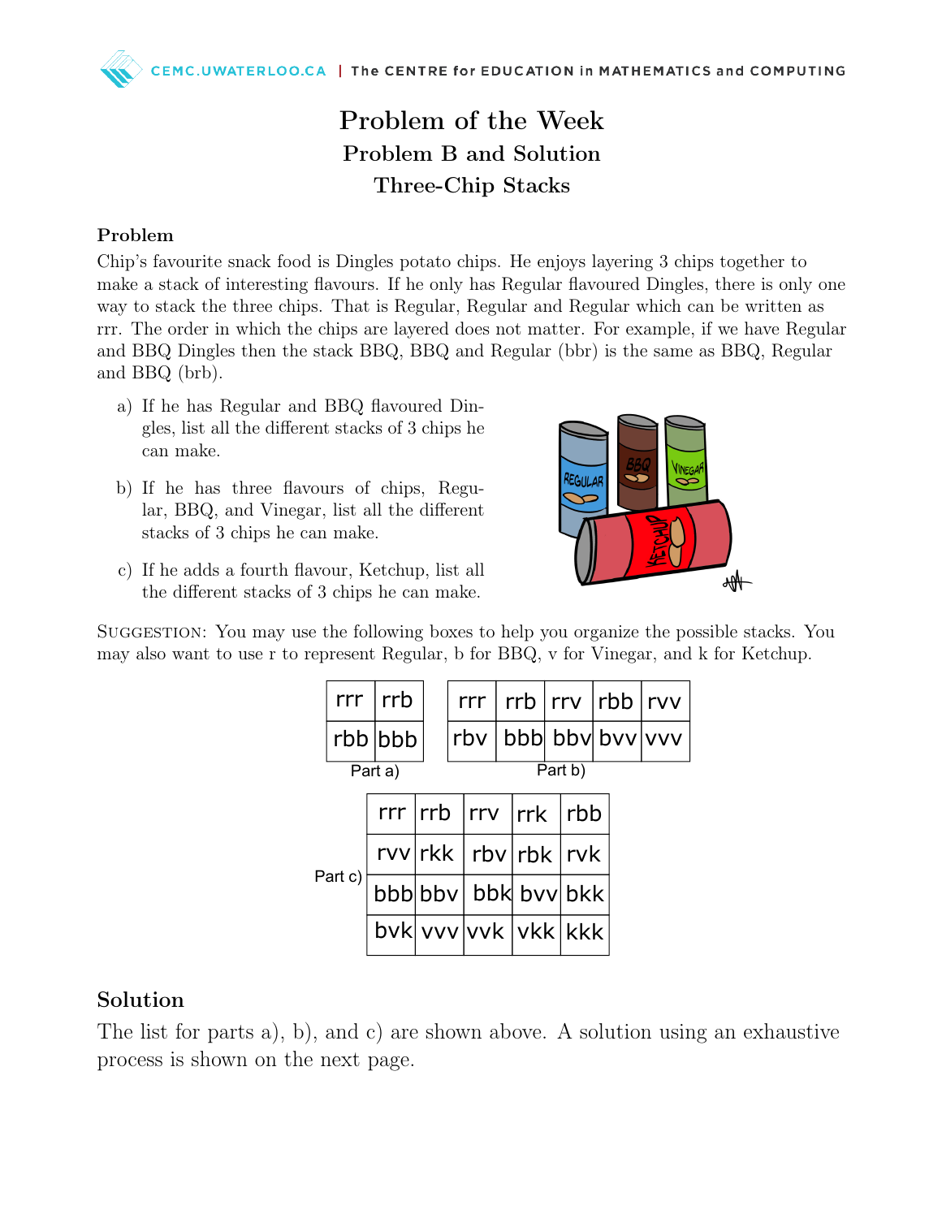# Problem of the Week

## Problem B and Solution

## Three-Chip Stacks

### Problem

Chip's favourite snack food is Dingles potato chips. He enjoys layering 3 chips together to make a stack of interesting flavours. If he only has Regular flavoured Dingles, there is only one way to stack the three chips. That is Regular, Regular and Regular which can be written as rrr. The order in which the chips are layered does not matter. For example, if we have Regular and BBQ Dingles then the stack BBQ, BBQ and Regular (bbr) is the same as BBQ, Regular and BBQ (brb).

a) If he has Regular and BBQ flavoured Dingles, list all the different stacks of 3 chips he can make.

b) If he has three flavours of chips, Regular, BBQ, and Vinegar, list all the different stacks of 3 chips he can make.

c) If he adds a fourth flavour, Ketchup, list all the different stacks of 3 chips he can make.

SUGGESTION: You may use the following boxes to help you organize the possible stacks. You may also want to use r to represent Regular, b for BBQ, v for Vinegar, and k for Ketchup.

Part a)

| rrr | rrb |
|---|---|
| rbb | bbb |

Part b)

| rrr | rrb | rrv | rbb | rvv |
|---|---|---|---|---|
| rbv | bbb | bbv | bvv | vvv |

Part c)

| rrr | rrb | rrv | rrk | rbb |
|---|---|---|---|---|
| rvv | rkk | rbv | rbk | rvk |
| bbb | bbv | bbk | bvv | bkk |
| bvk | vvv | vvk | vkk | kkk |

### Solution

The list for parts a), b), and c) are shown above. A solution using an exhaustive process is shown on the next page.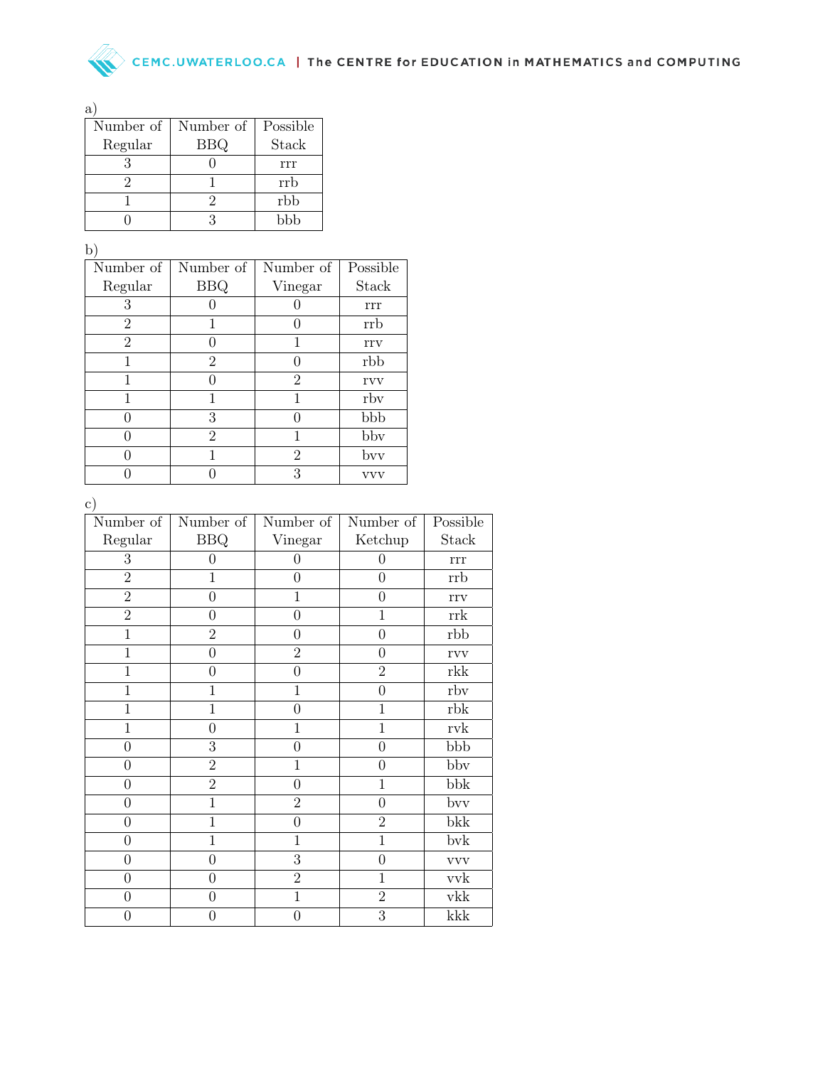a)

| Number of Regular | Number of BBQ | Possible Stack |
|---|---|---|
| 3 | 0 | rrr |
| 2 | 1 | rrb |
| 1 | 2 | rbb |
| 0 | 3 | bbb |

b)

| Number of Regular | Number of BBQ | Number of Vinegar | Possible Stack |
|---|---|---|---|
| 3 | 0 | 0 | rrr |
| 2 | 1 | 0 | rrb |
| 2 | 0 | 1 | rrv |
| 1 | 2 | 0 | rbb |
| 1 | 0 | 2 | rvv |
| 1 | 1 | 1 | rbv |
| 0 | 3 | 0 | bbb |
| 0 | 2 | 1 | bbv |
| 0 | 1 | 2 | bvv |
| 0 | 0 | 3 | vvv |

c)

| Number of Regular | Number of BBQ | Number of Vinegar | Number of Ketchup | Possible Stack |
|---|---|---|---|---|
| 3 | 0 | 0 | 0 | rrr |
| 2 | 1 | 0 | 0 | rrb |
| 2 | 0 | 1 | 0 | rrv |
| 2 | 0 | 0 | 1 | rrk |
| 1 | 2 | 0 | 0 | rbb |
| 1 | 0 | 2 | 0 | rvv |
| 1 | 0 | 0 | 2 | rkk |
| 1 | 1 | 1 | 0 | rbv |
| 1 | 1 | 0 | 1 | rbk |
| 1 | 0 | 1 | 1 | rvk |
| 0 | 3 | 0 | 0 | bbb |
| 0 | 2 | 1 | 0 | bbv |
| 0 | 2 | 0 | 1 | bbk |
| 0 | 1 | 2 | 0 | bvv |
| 0 | 1 | 0 | 2 | bkk |
| 0 | 1 | 1 | 1 | bvk |
| 0 | 0 | 3 | 0 | vvv |
| 0 | 0 | 2 | 1 | vvk |
| 0 | 0 | 1 | 2 | vkk |
| 0 | 0 | 0 | 3 | kkk |